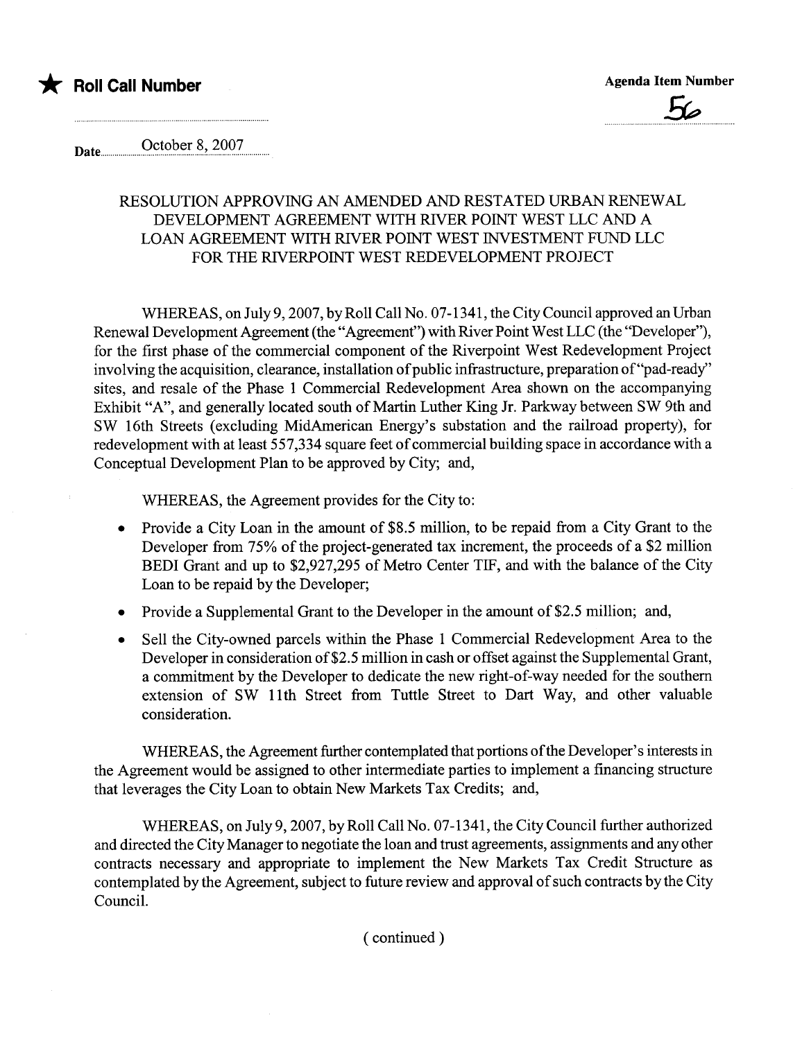★ **Roll Call Number**

**Agenda Item Number**

56

Date October 8, 2007

RESOLUTION APPROVING AN AMENDED AND RESTATED URBAN RENEWAL DEVELOPMENT AGREEMENT WITH RIVER POINT WEST LLC AND A LOAN AGREEMENT WITH RIVER POINT WEST INVESTMENT FUND LLC FOR THE RIVERPOINT WEST REDEVELOPMENT PROJECT

WHEREAS, on July 9, 2007, by Roll Call No. 07-1341, the City Council approved an Urban Renewal Development Agreement (the "Agreement") with River Point West LLC (the "Developer"), for the first phase of the commercial component of the Riverpoint West Redevelopment Project involving the acquisition, clearance, installation of public infrastructure, preparation of "pad-ready" sites, and resale of the Phase 1 Commercial Redevelopment Area shown on the accompanying Exhibit "A", and generally located south of Martin Luther King Jr. Parkway between SW 9th and SW 16th Streets (excluding MidAmerican Energy's substation and the railroad property), for redevelopment with at least 557,334 square feet of commercial building space in accordance with a Conceptual Development Plan to be approved by City; and,

WHEREAS, the Agreement provides for the City to:

- Provide a City Loan in the amount of $8.5 million, to be repaid from a City Grant to the Developer from 75% of the project-generated tax increment, the proceeds of a $2 million BEDI Grant and up to $2,927,295 of Metro Center TIF, and with the balance of the City Loan to be repaid by the Developer;
- Provide a Supplemental Grant to the Developer in the amount of $2.5 million; and,
- Sell the City-owned parcels within the Phase 1 Commercial Redevelopment Area to the Developer in consideration of $2.5 million in cash or offset against the Supplemental Grant, a commitment by the Developer to dedicate the new right-of-way needed for the southern extension of SW 11th Street from Tuttle Street to Dart Way, and other valuable consideration.

WHEREAS, the Agreement further contemplated that portions of the Developer's interests in the Agreement would be assigned to other intermediate parties to implement a financing structure that leverages the City Loan to obtain New Markets Tax Credits; and,

WHEREAS, on July 9, 2007, by Roll Call No. 07-1341, the City Council further authorized and directed the City Manager to negotiate the loan and trust agreements, assignments and any other contracts necessary and appropriate to implement the New Markets Tax Credit Structure as contemplated by the Agreement, subject to future review and approval of such contracts by the City Council.

( continued )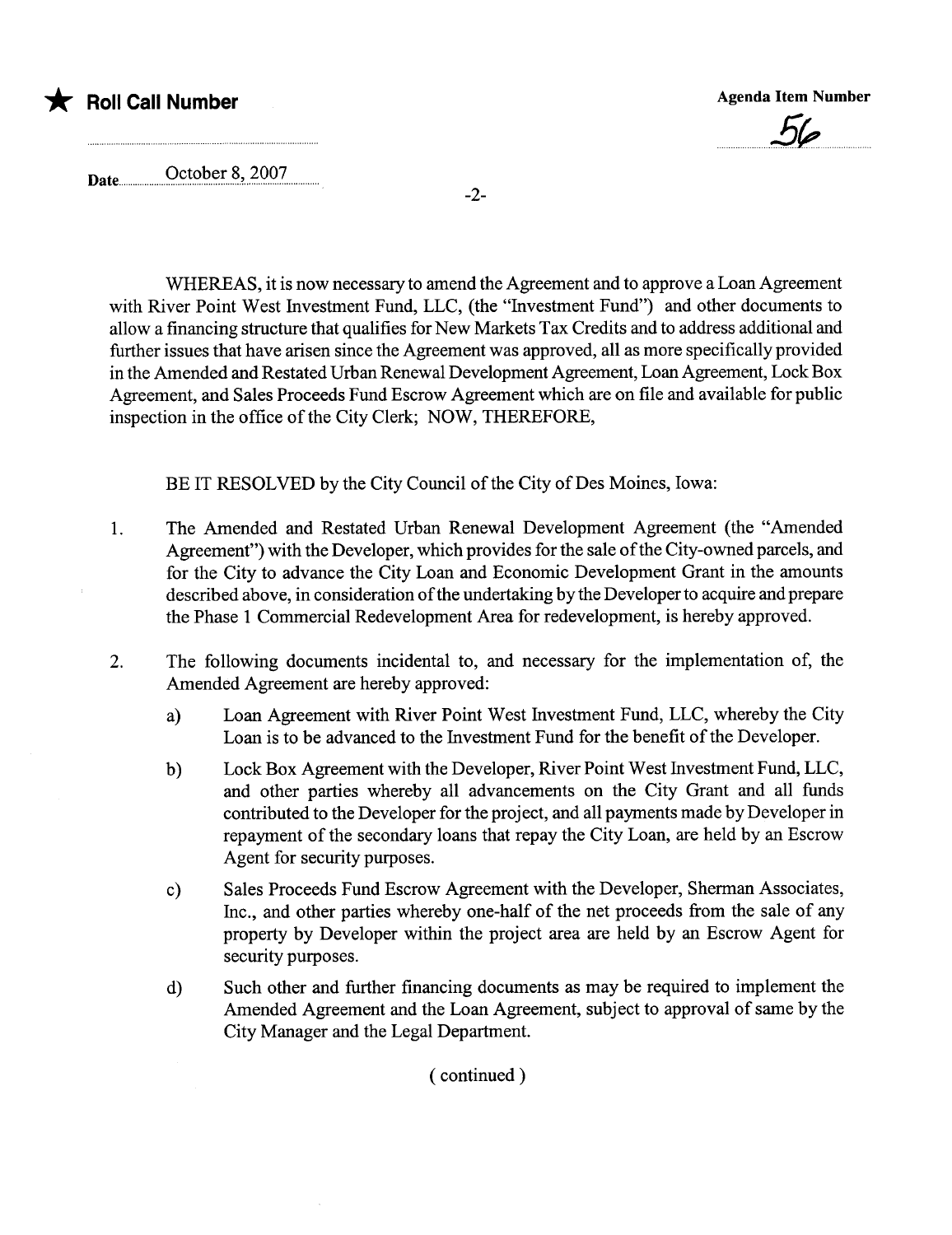★ **Roll Call Number**

**Agenda Item Number**

56

**Date** October 8, 2007

WHEREAS, it is now necessary to amend the Agreement and to approve a Loan Agreement with River Point West Investment Fund, LLC, (the "Investment Fund") and other documents to allow a financing structure that qualifies for New Markets Tax Credits and to address additional and further issues that have arisen since the Agreement was approved, all as more specifically provided in the Amended and Restated Urban Renewal Development Agreement, Loan Agreement, Lock Box Agreement, and Sales Proceeds Fund Escrow Agreement which are on file and available for public inspection in the office of the City Clerk; NOW, THEREFORE,

BE IT RESOLVED by the City Council of the City of Des Moines, Iowa:

1. The Amended and Restated Urban Renewal Development Agreement (the "Amended Agreement") with the Developer, which provides for the sale of the City-owned parcels, and for the City to advance the City Loan and Economic Development Grant in the amounts described above, in consideration of the undertaking by the Developer to acquire and prepare the Phase 1 Commercial Redevelopment Area for redevelopment, is hereby approved.

2. The following documents incidental to, and necessary for the implementation of, the Amended Agreement are hereby approved:

   a) Loan Agreement with River Point West Investment Fund, LLC, whereby the City Loan is to be advanced to the Investment Fund for the benefit of the Developer.

   b) Lock Box Agreement with the Developer, River Point West Investment Fund, LLC, and other parties whereby all advancements on the City Grant and all funds contributed to the Developer for the project, and all payments made by Developer in repayment of the secondary loans that repay the City Loan, are held by an Escrow Agent for security purposes.

   c) Sales Proceeds Fund Escrow Agreement with the Developer, Sherman Associates, Inc., and other parties whereby one-half of the net proceeds from the sale of any property by Developer within the project area are held by an Escrow Agent for security purposes.

   d) Such other and further financing documents as may be required to implement the Amended Agreement and the Loan Agreement, subject to approval of same by the City Manager and the Legal Department.

( continued )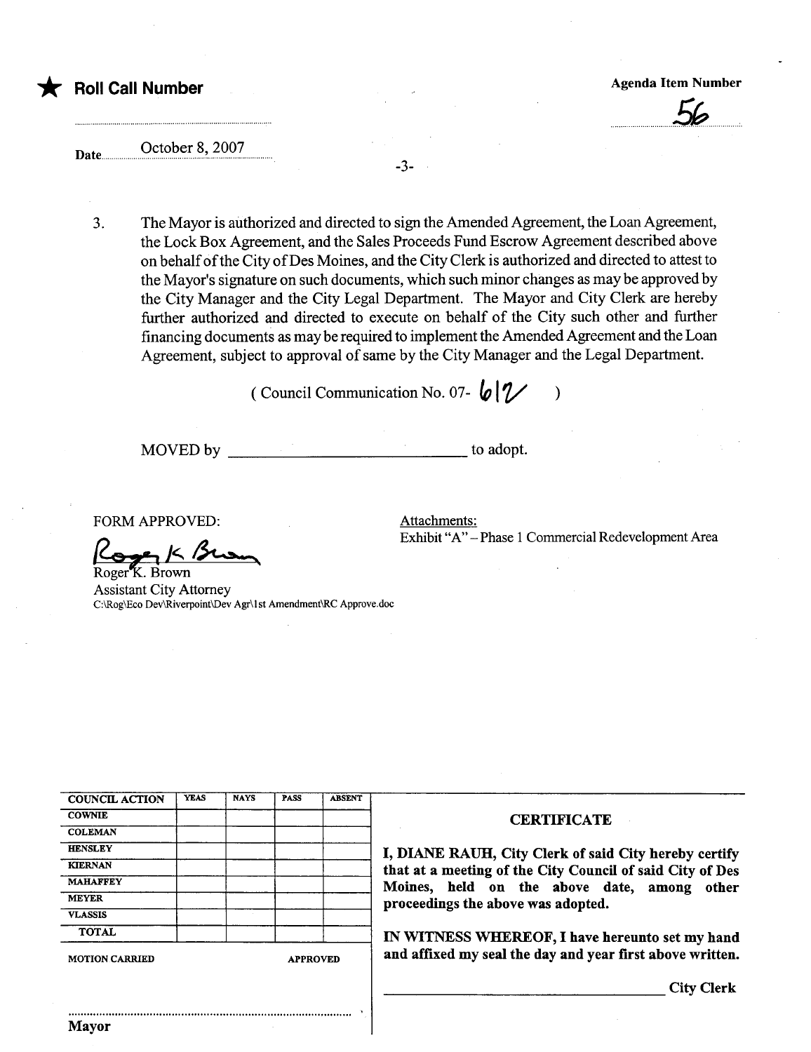★ **Roll Call Number**

**Agenda Item Number**

56

Date October 8, 2007

3. The Mayor is authorized and directed to sign the Amended Agreement, the Loan Agreement, the Lock Box Agreement, and the Sales Proceeds Fund Escrow Agreement described above on behalf of the City of Des Moines, and the City Clerk is authorized and directed to attest to the Mayor's signature on such documents, which such minor changes as may be approved by the City Manager and the City Legal Department. The Mayor and City Clerk are hereby further authorized and directed to execute on behalf of the City such other and further financing documents as may be required to implement the Amended Agreement and the Loan Agreement, subject to approval of same by the City Manager and the Legal Department.

( Council Communication No. 07- 612 )

MOVED by ______________________________ to adopt.

FORM APPROVED:

Roger K. Brown
Roger K. Brown
Assistant City Attorney
C:\Rog\Eco Dev\Riverpoint\Dev Agr\1st Amendment\RC Approve.doc

Attachments:
Exhibit "A" – Phase 1 Commercial Redevelopment Area

| COUNCIL ACTION | YEAS | NAYS | PASS | ABSENT |
|---|---|---|---|---|
| COWNIE | | | | |
| COLEMAN | | | | |
| HENSLEY | | | | |
| KIERNAN | | | | |
| MAHAFFEY | | | | |
| MEYER | | | | |
| VLASSIS | | | | |
| TOTAL | | | | |

MOTION CARRIED APPROVED

..........................................................................................
Mayor

**CERTIFICATE**

**I, DIANE RAUH, City Clerk of said City hereby certify that at a meeting of the City Council of said City of Des Moines, held on the above date, among other proceedings the above was adopted.**

**IN WITNESS WHEREOF, I have hereunto set my hand and affixed my seal the day and year first above written.**

______________________________ **City Clerk**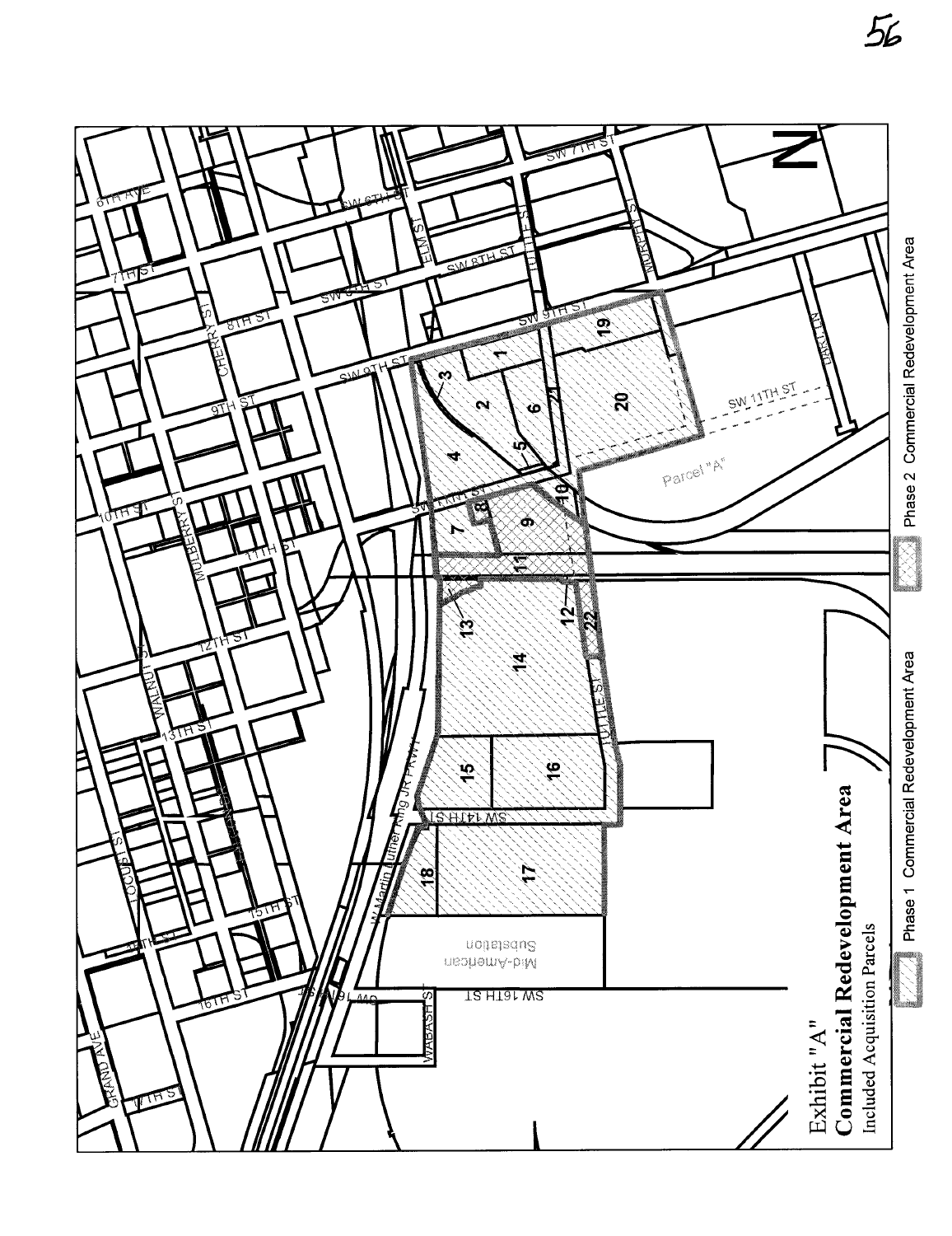Exhibit "A"

**Commercial Redevelopment Area**

Included Acquisition Parcels

Phase 1 Commercial Redevelopment Area

Phase 2 Commercial Redevelopment Area